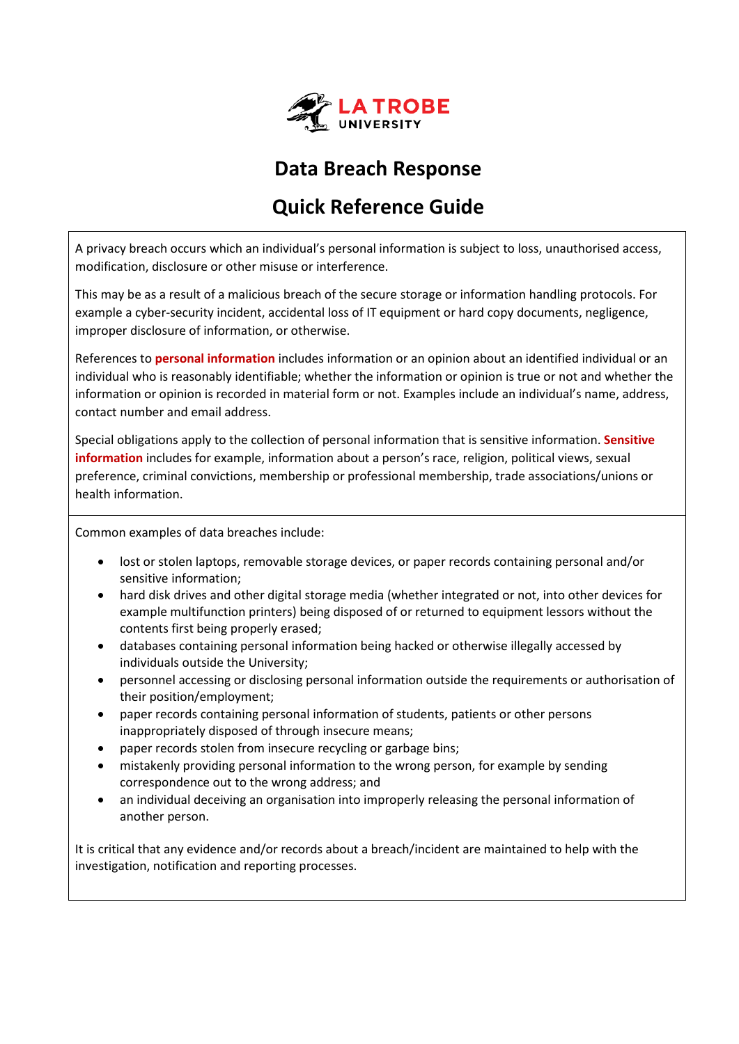# Data Breach Response

# Quick Reference Guide

A privacy breach occurs which an individual's personal information is subject to loss, unauthorised access, modification, disclosure or other misuse or interference.

This may be as a result of a malicious breach of the secure storage or information handling protocols. For example a cyber-security incident, accidental loss of IT equipment or hard copy documents, negligence, improper disclosure of information, or otherwise.

References to **personal information** includes information or an opinion about an identified individual or an individual who is reasonably identifiable; whether the information or opinion is true or not and whether the information or opinion is recorded in material form or not. Examples include an individual's name, address, contact number and email address.

Special obligations apply to the collection of personal information that is sensitive information. **Sensitive information** includes for example, information about a person's race, religion, political views, sexual preference, criminal convictions, membership or professional membership, trade associations/unions or health information.

Common examples of data breaches include:

- lost or stolen laptops, removable storage devices, or paper records containing personal and/or sensitive information;
- hard disk drives and other digital storage media (whether integrated or not, into other devices for example multifunction printers) being disposed of or returned to equipment lessors without the contents first being properly erased;
- databases containing personal information being hacked or otherwise illegally accessed by individuals outside the University;
- personnel accessing or disclosing personal information outside the requirements or authorisation of their position/employment;
- paper records containing personal information of students, patients or other persons inappropriately disposed of through insecure means;
- paper records stolen from insecure recycling or garbage bins;
- mistakenly providing personal information to the wrong person, for example by sending correspondence out to the wrong address; and
- an individual deceiving an organisation into improperly releasing the personal information of another person.

It is critical that any evidence and/or records about a breach/incident are maintained to help with the investigation, notification and reporting processes.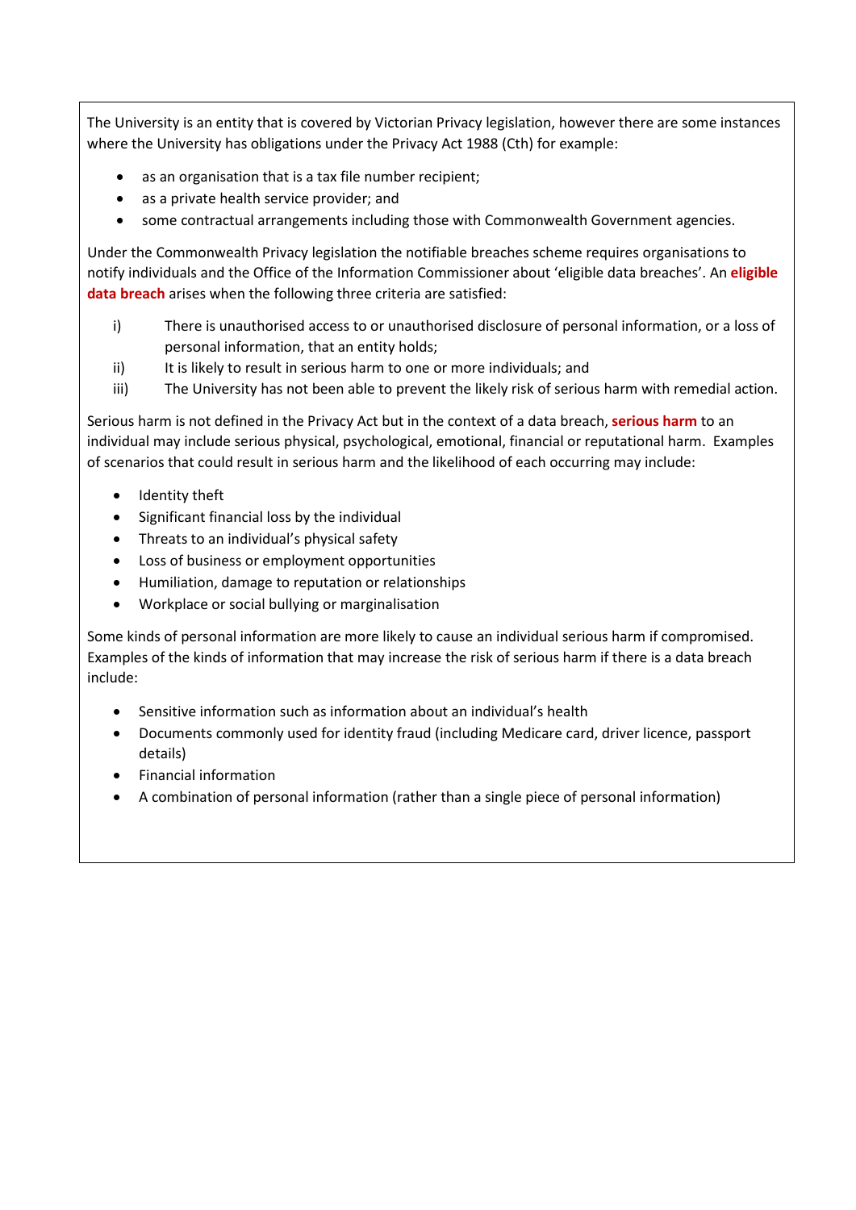The University is an entity that is covered by Victorian Privacy legislation, however there are some instances where the University has obligations under the Privacy Act 1988 (Cth) for example:

- as an organisation that is a tax file number recipient;
- as a private health service provider; and
- some contractual arrangements including those with Commonwealth Government agencies.

Under the Commonwealth Privacy legislation the notifiable breaches scheme requires organisations to notify individuals and the Office of the Information Commissioner about 'eligible data breaches'. An **eligible data breach** arises when the following three criteria are satisfied:

i) There is unauthorised access to or unauthorised disclosure of personal information, or a loss of personal information, that an entity holds;
ii) It is likely to result in serious harm to one or more individuals; and
iii) The University has not been able to prevent the likely risk of serious harm with remedial action.

Serious harm is not defined in the Privacy Act but in the context of a data breach, **serious harm** to an individual may include serious physical, psychological, emotional, financial or reputational harm. Examples of scenarios that could result in serious harm and the likelihood of each occurring may include:

- Identity theft
- Significant financial loss by the individual
- Threats to an individual's physical safety
- Loss of business or employment opportunities
- Humiliation, damage to reputation or relationships
- Workplace or social bullying or marginalisation

Some kinds of personal information are more likely to cause an individual serious harm if compromised. Examples of the kinds of information that may increase the risk of serious harm if there is a data breach include:

- Sensitive information such as information about an individual's health
- Documents commonly used for identity fraud (including Medicare card, driver licence, passport details)
- Financial information
- A combination of personal information (rather than a single piece of personal information)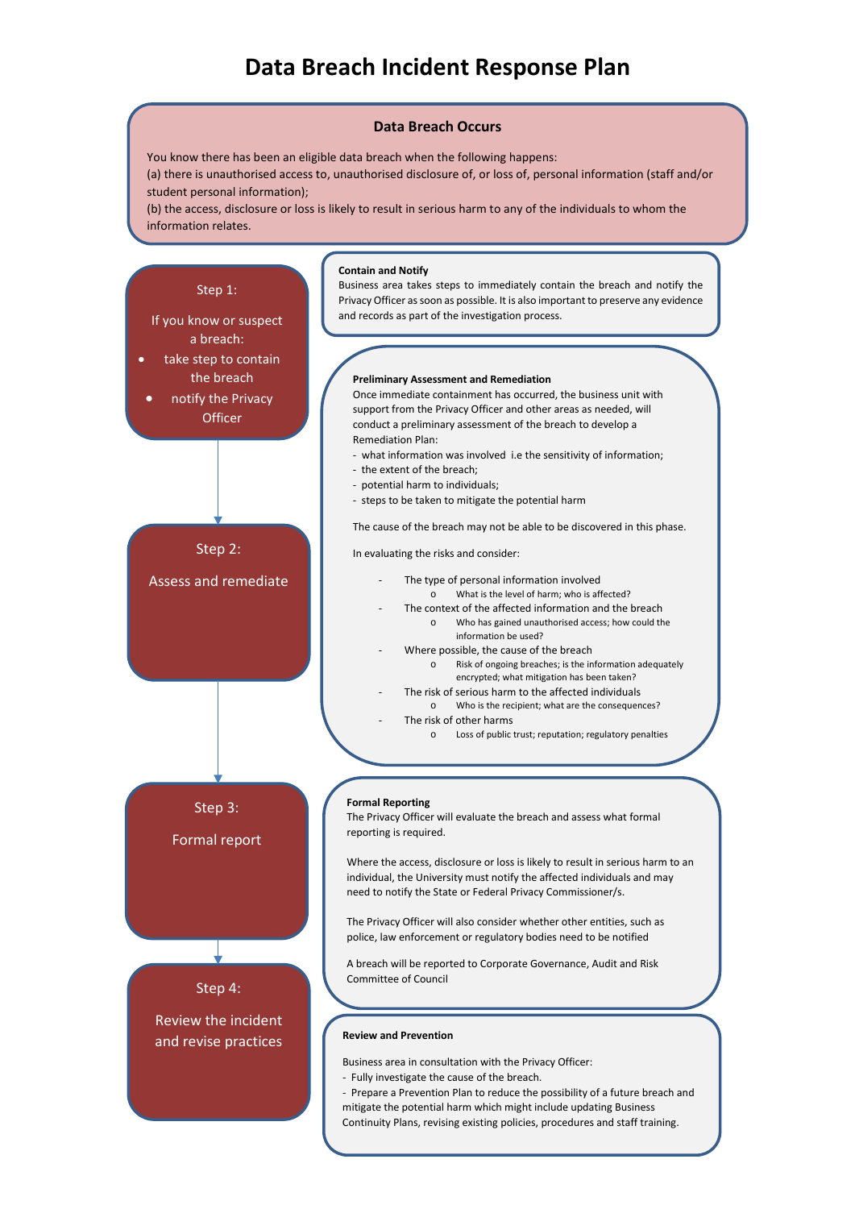# Data Breach Incident Response Plan

## Data Breach Occurs

You know there has been an eligible data breach when the following happens:
(a) there is unauthorised access to, unauthorised disclosure of, or loss of, personal information (staff and/or student personal information);
(b) the access, disclosure or loss is likely to result in serious harm to any of the individuals to whom the information relates.

### Step 1:

If you know or suspect a breach:

- take step to contain the breach
- notify the Privacy Officer

**Contain and Notify**

Business area takes steps to immediately contain the breach and notify the Privacy Officer as soon as possible. It is also important to preserve any evidence and records as part of the investigation process.

### Step 2:

Assess and remediate

**Preliminary Assessment and Remediation**

Once immediate containment has occurred, the business unit with support from the Privacy Officer and other areas as needed, will conduct a preliminary assessment of the breach to develop a Remediation Plan:

- what information was involved i.e the sensitivity of information;
- the extent of the breach;
- potential harm to individuals;
- steps to be taken to mitigate the potential harm

The cause of the breach may not be able to be discovered in this phase.

In evaluating the risks and consider:

- The type of personal information involved
  - What is the level of harm; who is affected?
- The context of the affected information and the breach
  - Who has gained unauthorised access; how could the information be used?
- Where possible, the cause of the breach
  - Risk of ongoing breaches; is the information adequately encrypted; what mitigation has been taken?
- The risk of serious harm to the affected individuals
  - Who is the recipient; what are the consequences?
- The risk of other harms
  - Loss of public trust; reputation; regulatory penalties

### Step 3:

Formal report

**Formal Reporting**

The Privacy Officer will evaluate the breach and assess what formal reporting is required.

Where the access, disclosure or loss is likely to result in serious harm to an individual, the University must notify the affected individuals and may need to notify the State or Federal Privacy Commissioner/s.

The Privacy Officer will also consider whether other entities, such as police, law enforcement or regulatory bodies need to be notified

A breach will be reported to Corporate Governance, Audit and Risk Committee of Council

### Step 4:

Review the incident and revise practices

**Review and Prevention**

Business area in consultation with the Privacy Officer:

- Fully investigate the cause of the breach.
- Prepare a Prevention Plan to reduce the possibility of a future breach and mitigate the potential harm which might include updating Business Continuity Plans, revising existing policies, procedures and staff training.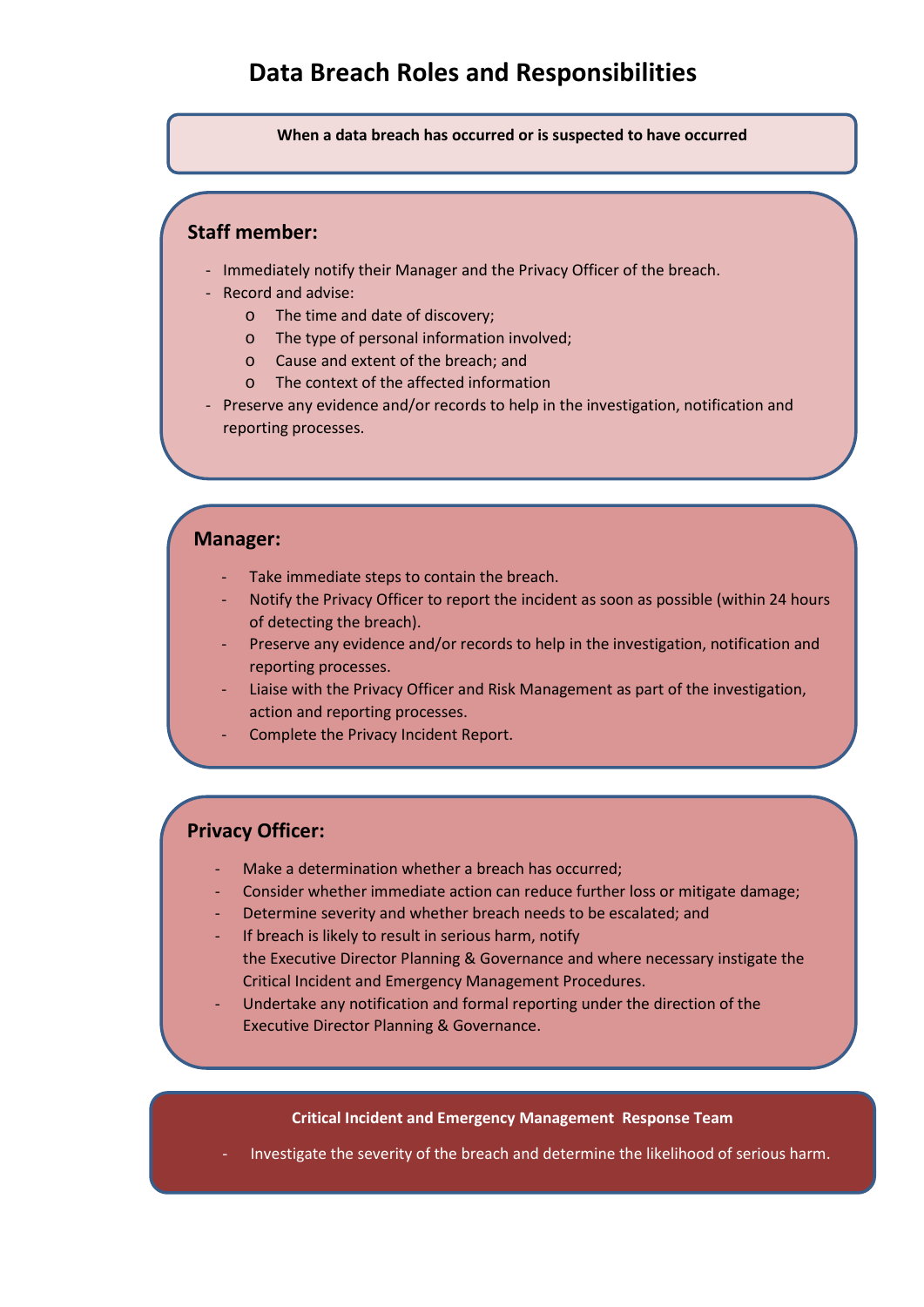# Data Breach Roles and Responsibilities

**When a data breach has occurred or is suspected to have occurred**

## Staff member:

- Immediately notify their Manager and the Privacy Officer of the breach.
- Record and advise:
  - The time and date of discovery;
  - The type of personal information involved;
  - Cause and extent of the breach; and
  - The context of the affected information
- Preserve any evidence and/or records to help in the investigation, notification and reporting processes.

## Manager:

- Take immediate steps to contain the breach.
- Notify the Privacy Officer to report the incident as soon as possible (within 24 hours of detecting the breach).
- Preserve any evidence and/or records to help in the investigation, notification and reporting processes.
- Liaise with the Privacy Officer and Risk Management as part of the investigation, action and reporting processes.
- Complete the Privacy Incident Report.

## Privacy Officer:

- Make a determination whether a breach has occurred;
- Consider whether immediate action can reduce further loss or mitigate damage;
- Determine severity and whether breach needs to be escalated; and
- If breach is likely to result in serious harm, notify the Executive Director Planning & Governance and where necessary instigate the Critical Incident and Emergency Management Procedures.
- Undertake any notification and formal reporting under the direction of the Executive Director Planning & Governance.

**Critical Incident and Emergency Management Response Team**

- Investigate the severity of the breach and determine the likelihood of serious harm.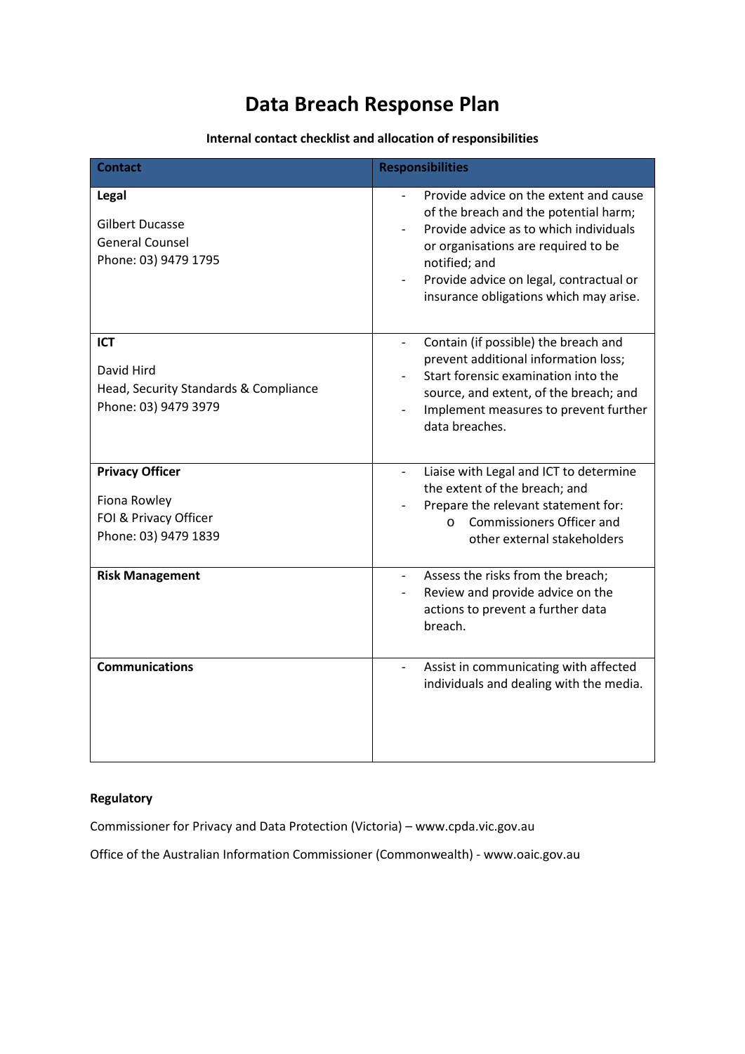# Data Breach Response Plan

**Internal contact checklist and allocation of responsibilities**

| Contact | Responsibilities |
|---|---|
| **Legal**<br><br>Gilbert Ducasse<br>General Counsel<br>Phone: 03) 9479 1795 | - Provide advice on the extent and cause of the breach and the potential harm;<br>- Provide advice as to which individuals or organisations are required to be notified; and<br>- Provide advice on legal, contractual or insurance obligations which may arise. |
| **ICT**<br><br>David Hird<br>Head, Security Standards & Compliance<br>Phone: 03) 9479 3979 | - Contain (if possible) the breach and prevent additional information loss;<br>- Start forensic examination into the source, and extent, of the breach; and<br>- Implement measures to prevent further data breaches. |
| **Privacy Officer**<br><br>Fiona Rowley<br>FOI & Privacy Officer<br>Phone: 03) 9479 1839 | - Liaise with Legal and ICT to determine the extent of the breach; and<br>- Prepare the relevant statement for:<br>&nbsp;&nbsp;&nbsp;&nbsp;o Commissioners Officer and other external stakeholders |
| **Risk Management** | - Assess the risks from the breach;<br>- Review and provide advice on the actions to prevent a further data breach. |
| **Communications** | - Assist in communicating with affected individuals and dealing with the media. |

**Regulatory**

Commissioner for Privacy and Data Protection (Victoria) – www.cpda.vic.gov.au

Office of the Australian Information Commissioner (Commonwealth) - www.oaic.gov.au